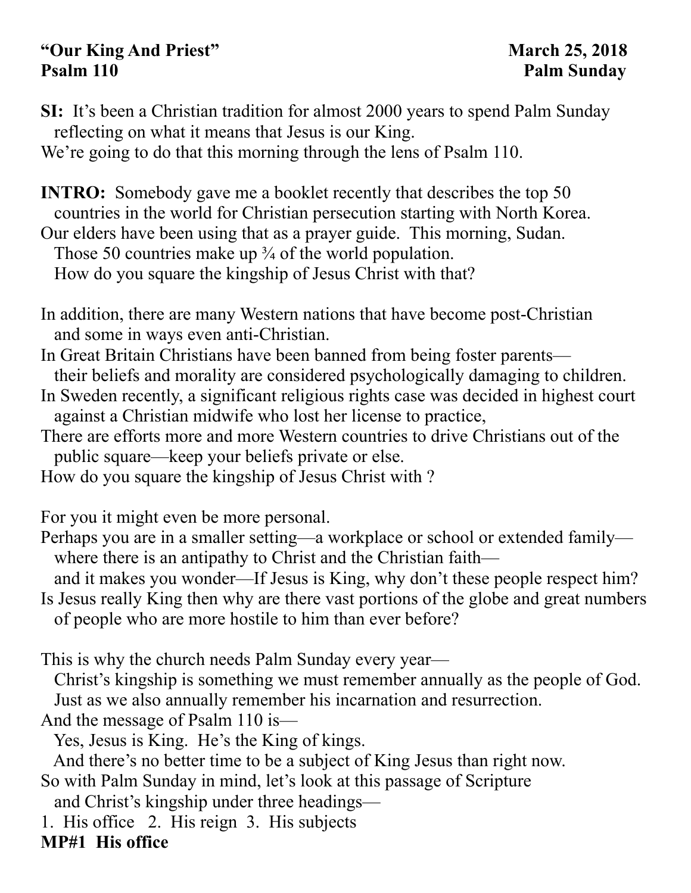**"Our King And Priest"** **March 25, 2018**
**Psalm 110** **Palm Sunday**

**SI:** It's been a Christian tradition for almost 2000 years to spend Palm Sunday reflecting on what it means that Jesus is our King.
We're going to do that this morning through the lens of Psalm 110.

**INTRO:** Somebody gave me a booklet recently that describes the top 50 countries in the world for Christian persecution starting with North Korea.
Our elders have been using that as a prayer guide. This morning, Sudan.
Those 50 countries make up ¾ of the world population.
How do you square the kingship of Jesus Christ with that?

In addition, there are many Western nations that have become post-Christian and some in ways even anti-Christian.
In Great Britain Christians have been banned from being foster parents—their beliefs and morality are considered psychologically damaging to children.
In Sweden recently, a significant religious rights case was decided in highest court against a Christian midwife who lost her license to practice,
There are efforts more and more Western countries to drive Christians out of the public square—keep your beliefs private or else.
How do you square the kingship of Jesus Christ with ?

For you it might even be more personal.
Perhaps you are in a smaller setting—a workplace or school or extended family—where there is an antipathy to Christ and the Christian faith—
and it makes you wonder—If Jesus is King, why don't these people respect him?
Is Jesus really King then why are there vast portions of the globe and great numbers of people who are more hostile to him than ever before?

This is why the church needs Palm Sunday every year—
Christ's kingship is something we must remember annually as the people of God.
Just as we also annually remember his incarnation and resurrection.
And the message of Psalm 110 is—
Yes, Jesus is King. He's the King of kings.
And there's no better time to be a subject of King Jesus than right now.
So with Palm Sunday in mind, let's look at this passage of Scripture and Christ's kingship under three headings—
1. His office 2. His reign 3. His subjects

**MP#1 His office**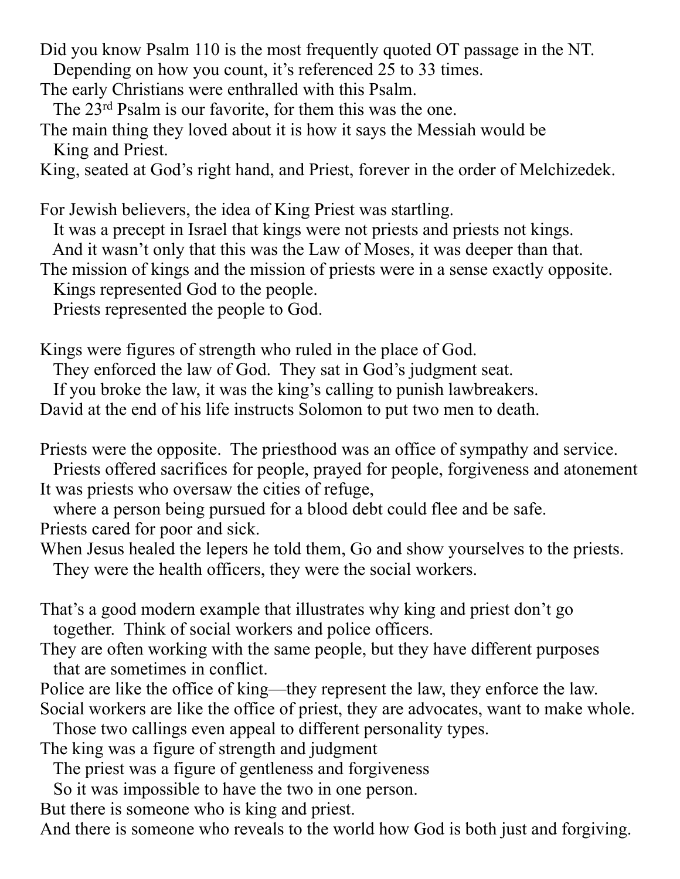Did you know Psalm 110 is the most frequently quoted OT passage in the NT.
Depending on how you count, it's referenced 25 to 33 times.
The early Christians were enthralled with this Psalm.
The 23rd Psalm is our favorite, for them this was the one.
The main thing they loved about it is how it says the Messiah would be King and Priest.
King, seated at God's right hand, and Priest, forever in the order of Melchizedek.

For Jewish believers, the idea of King Priest was startling.
It was a precept in Israel that kings were not priests and priests not kings.
And it wasn't only that this was the Law of Moses, it was deeper than that.
The mission of kings and the mission of priests were in a sense exactly opposite.
Kings represented God to the people.
Priests represented the people to God.

Kings were figures of strength who ruled in the place of God.
They enforced the law of God. They sat in God's judgment seat.
If you broke the law, it was the king's calling to punish lawbreakers.
David at the end of his life instructs Solomon to put two men to death.

Priests were the opposite. The priesthood was an office of sympathy and service.
Priests offered sacrifices for people, prayed for people, forgiveness and atonement
It was priests who oversaw the cities of refuge,
where a person being pursued for a blood debt could flee and be safe.
Priests cared for poor and sick.
When Jesus healed the lepers he told them, Go and show yourselves to the priests.
They were the health officers, they were the social workers.

That's a good modern example that illustrates why king and priest don't go together. Think of social workers and police officers.
They are often working with the same people, but they have different purposes that are sometimes in conflict.
Police are like the office of king—they represent the law, they enforce the law.
Social workers are like the office of priest, they are advocates, want to make whole.
Those two callings even appeal to different personality types.
The king was a figure of strength and judgment
The priest was a figure of gentleness and forgiveness
So it was impossible to have the two in one person.
But there is someone who is king and priest.
And there is someone who reveals to the world how God is both just and forgiving.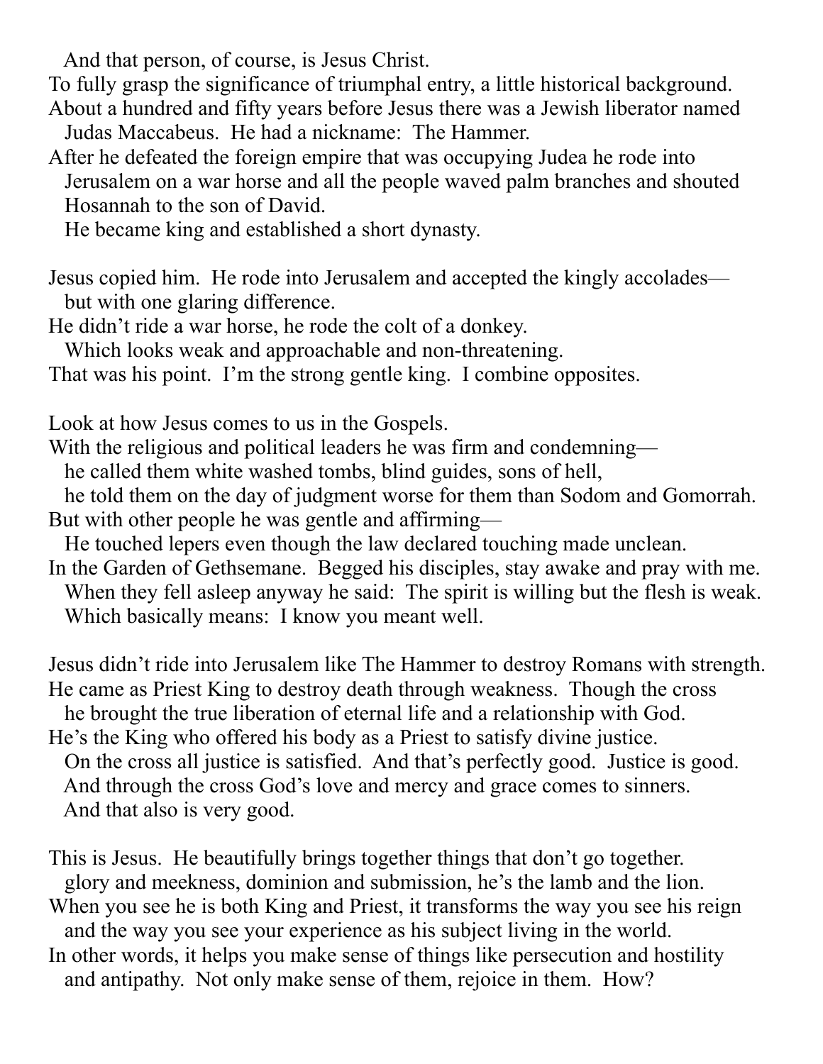And that person, of course, is Jesus Christ.
To fully grasp the significance of triumphal entry, a little historical background.
About a hundred and fifty years before Jesus there was a Jewish liberator named Judas Maccabeus. He had a nickname: The Hammer.
After he defeated the foreign empire that was occupying Judea he rode into Jerusalem on a war horse and all the people waved palm branches and shouted Hosannah to the son of David.
He became king and established a short dynasty.

Jesus copied him. He rode into Jerusalem and accepted the kingly accolades—but with one glaring difference.
He didn't ride a war horse, he rode the colt of a donkey.
Which looks weak and approachable and non-threatening.
That was his point. I'm the strong gentle king. I combine opposites.

Look at how Jesus comes to us in the Gospels.
With the religious and political leaders he was firm and condemning—
he called them white washed tombs, blind guides, sons of hell,
he told them on the day of judgment worse for them than Sodom and Gomorrah.
But with other people he was gentle and affirming—
He touched lepers even though the law declared touching made unclean.
In the Garden of Gethsemane. Begged his disciples, stay awake and pray with me.
When they fell asleep anyway he said: The spirit is willing but the flesh is weak.
Which basically means: I know you meant well.

Jesus didn't ride into Jerusalem like The Hammer to destroy Romans with strength.
He came as Priest King to destroy death through weakness. Though the cross he brought the true liberation of eternal life and a relationship with God.
He's the King who offered his body as a Priest to satisfy divine justice.
On the cross all justice is satisfied. And that's perfectly good. Justice is good.
And through the cross God's love and mercy and grace comes to sinners.
And that also is very good.

This is Jesus. He beautifully brings together things that don't go together.
glory and meekness, dominion and submission, he's the lamb and the lion.
When you see he is both King and Priest, it transforms the way you see his reign and the way you see your experience as his subject living in the world.
In other words, it helps you make sense of things like persecution and hostility and antipathy. Not only make sense of them, rejoice in them. How?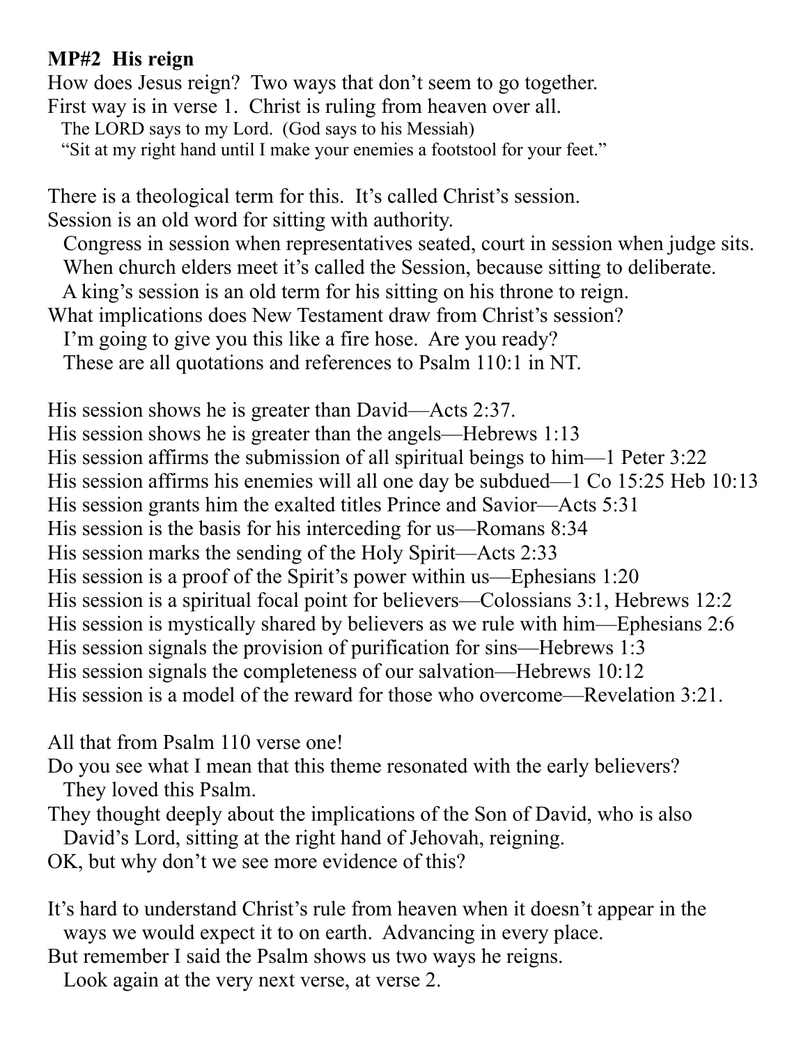**MP#2 His reign**

How does Jesus reign? Two ways that don't seem to go together.
First way is in verse 1. Christ is ruling from heaven over all.
The LORD says to my Lord. (God says to his Messiah)
"Sit at my right hand until I make your enemies a footstool for your feet."

There is a theological term for this. It's called Christ's session.
Session is an old word for sitting with authority.
Congress in session when representatives seated, court in session when judge sits.
When church elders meet it's called the Session, because sitting to deliberate.
A king's session is an old term for his sitting on his throne to reign.
What implications does New Testament draw from Christ's session?
I'm going to give you this like a fire hose. Are you ready?
These are all quotations and references to Psalm 110:1 in NT.

His session shows he is greater than David—Acts 2:37.
His session shows he is greater than the angels—Hebrews 1:13
His session affirms the submission of all spiritual beings to him—1 Peter 3:22
His session affirms his enemies will all one day be subdued—1 Co 15:25 Heb 10:13
His session grants him the exalted titles Prince and Savior—Acts 5:31
His session is the basis for his interceding for us—Romans 8:34
His session marks the sending of the Holy Spirit—Acts 2:33
His session is a proof of the Spirit's power within us—Ephesians 1:20
His session is a spiritual focal point for believers—Colossians 3:1, Hebrews 12:2
His session is mystically shared by believers as we rule with him—Ephesians 2:6
His session signals the provision of purification for sins—Hebrews 1:3
His session signals the completeness of our salvation—Hebrews 10:12
His session is a model of the reward for those who overcome—Revelation 3:21.

All that from Psalm 110 verse one!
Do you see what I mean that this theme resonated with the early believers?
They loved this Psalm.
They thought deeply about the implications of the Son of David, who is also David's Lord, sitting at the right hand of Jehovah, reigning.
OK, but why don't we see more evidence of this?

It's hard to understand Christ's rule from heaven when it doesn't appear in the ways we would expect it to on earth. Advancing in every place.
But remember I said the Psalm shows us two ways he reigns.
Look again at the very next verse, at verse 2.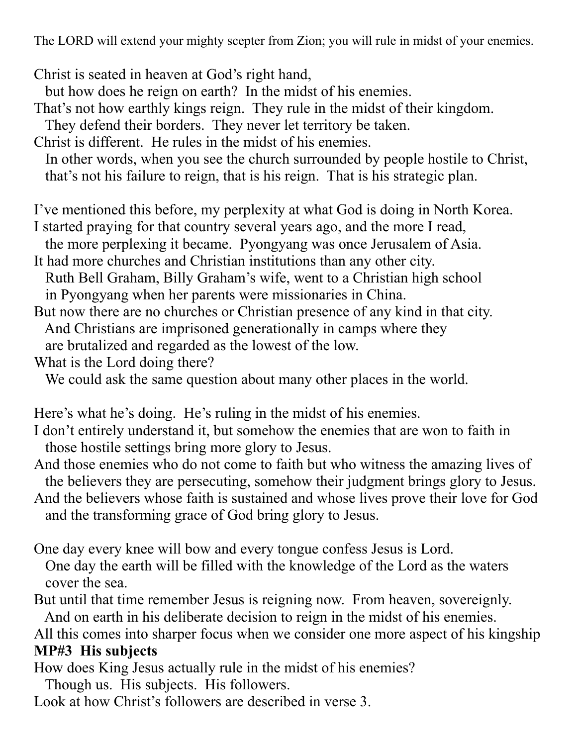The LORD will extend your mighty scepter from Zion; you will rule in midst of your enemies.

Christ is seated in heaven at God's right hand,
but how does he reign on earth? In the midst of his enemies.
That's not how earthly kings reign. They rule in the midst of their kingdom.
They defend their borders. They never let territory be taken.
Christ is different. He rules in the midst of his enemies.
In other words, when you see the church surrounded by people hostile to Christ, that's not his failure to reign, that is his reign. That is his strategic plan.

I've mentioned this before, my perplexity at what God is doing in North Korea.
I started praying for that country several years ago, and the more I read,
the more perplexing it became. Pyongyang was once Jerusalem of Asia.
It had more churches and Christian institutions than any other city.
Ruth Bell Graham, Billy Graham's wife, went to a Christian high school
in Pyongyang when her parents were missionaries in China.
But now there are no churches or Christian presence of any kind in that city.
And Christians are imprisoned generationally in camps where they
are brutalized and regarded as the lowest of the low.
What is the Lord doing there?
We could ask the same question about many other places in the world.

Here's what he's doing. He's ruling in the midst of his enemies.
I don't entirely understand it, but somehow the enemies that are won to faith in
those hostile settings bring more glory to Jesus.
And those enemies who do not come to faith but who witness the amazing lives of
the believers they are persecuting, somehow their judgment brings glory to Jesus.
And the believers whose faith is sustained and whose lives prove their love for God
and the transforming grace of God bring glory to Jesus.

One day every knee will bow and every tongue confess Jesus is Lord.
One day the earth will be filled with the knowledge of the Lord as the waters
cover the sea.
But until that time remember Jesus is reigning now. From heaven, sovereignly.
And on earth in his deliberate decision to reign in the midst of his enemies.
All this comes into sharper focus when we consider one more aspect of his kingship

**MP#3 His subjects**

How does King Jesus actually rule in the midst of his enemies?
Though us. His subjects. His followers.
Look at how Christ's followers are described in verse 3.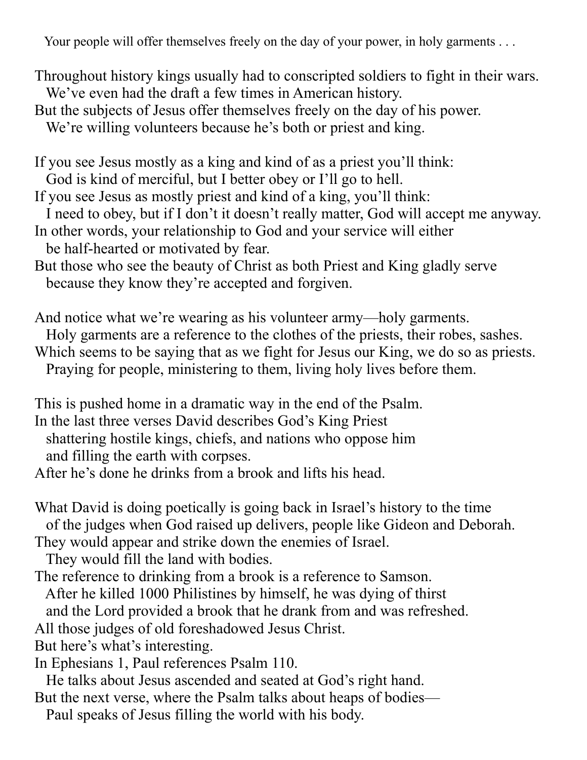Your people will offer themselves freely on the day of your power, in holy garments . . .

Throughout history kings usually had to conscripted soldiers to fight in their wars.
We've even had the draft a few times in American history.
But the subjects of Jesus offer themselves freely on the day of his power.
We're willing volunteers because he's both or priest and king.

If you see Jesus mostly as a king and kind of as a priest you'll think:
God is kind of merciful, but I better obey or I'll go to hell.
If you see Jesus as mostly priest and kind of a king, you'll think:
I need to obey, but if I don't it doesn't really matter, God will accept me anyway.
In other words, your relationship to God and your service will either
be half-hearted or motivated by fear.
But those who see the beauty of Christ as both Priest and King gladly serve
because they know they're accepted and forgiven.

And notice what we're wearing as his volunteer army—holy garments.
Holy garments are a reference to the clothes of the priests, their robes, sashes.
Which seems to be saying that as we fight for Jesus our King, we do so as priests.
Praying for people, ministering to them, living holy lives before them.

This is pushed home in a dramatic way in the end of the Psalm.
In the last three verses David describes God's King Priest
shattering hostile kings, chiefs, and nations who oppose him
and filling the earth with corpses.
After he's done he drinks from a brook and lifts his head.

What David is doing poetically is going back in Israel's history to the time
of the judges when God raised up delivers, people like Gideon and Deborah.
They would appear and strike down the enemies of Israel.
They would fill the land with bodies.
The reference to drinking from a brook is a reference to Samson.
After he killed 1000 Philistines by himself, he was dying of thirst
and the Lord provided a brook that he drank from and was refreshed.
All those judges of old foreshadowed Jesus Christ.
But here's what's interesting.
In Ephesians 1, Paul references Psalm 110.
He talks about Jesus ascended and seated at God's right hand.
But the next verse, where the Psalm talks about heaps of bodies—
Paul speaks of Jesus filling the world with his body.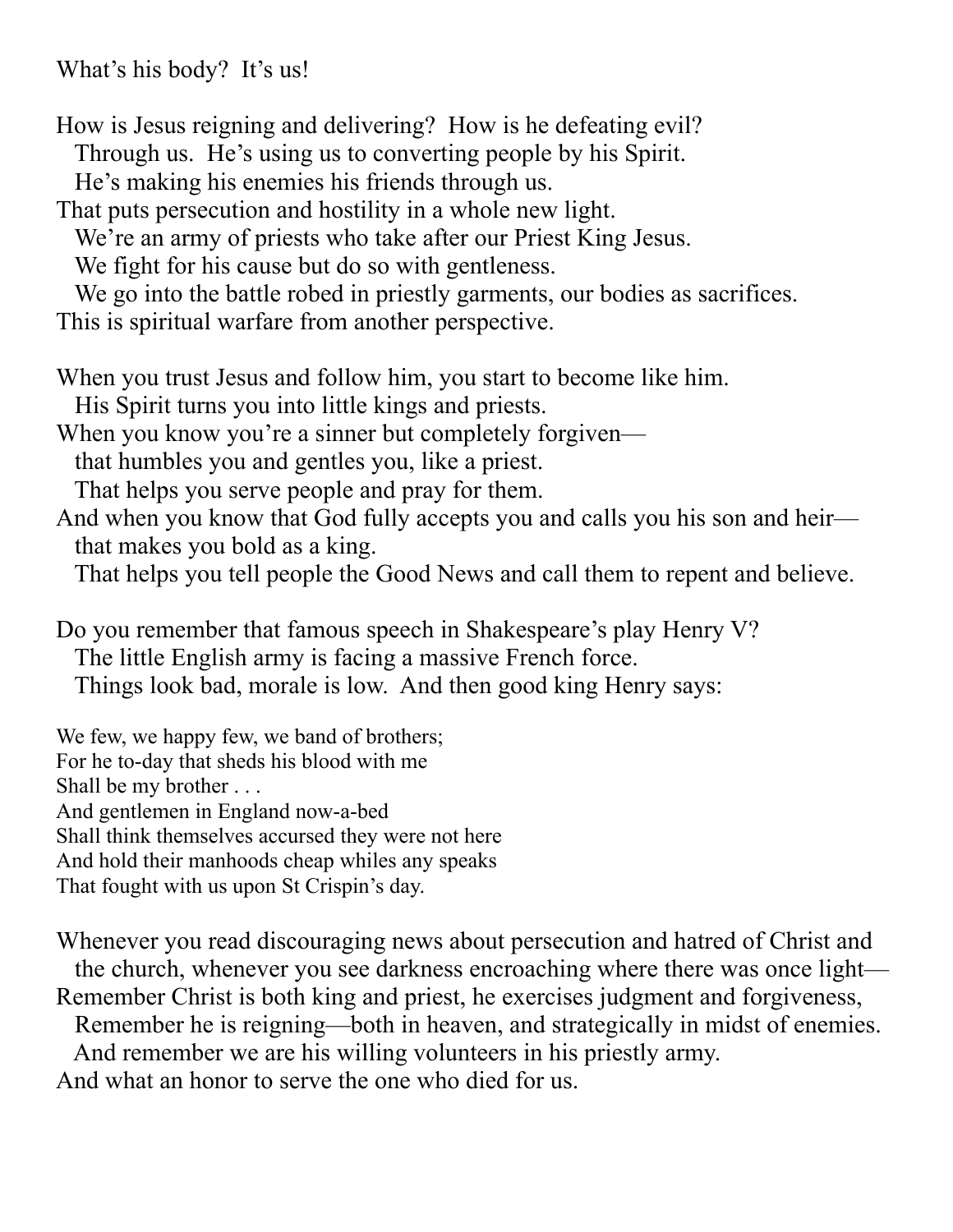What's his body? It's us!

How is Jesus reigning and delivering? How is he defeating evil?
Through us. He's using us to converting people by his Spirit.
He's making his enemies his friends through us.
That puts persecution and hostility in a whole new light.
We're an army of priests who take after our Priest King Jesus.
We fight for his cause but do so with gentleness.
We go into the battle robed in priestly garments, our bodies as sacrifices.
This is spiritual warfare from another perspective.

When you trust Jesus and follow him, you start to become like him.
His Spirit turns you into little kings and priests.
When you know you're a sinner but completely forgiven—
that humbles you and gentles you, like a priest.
That helps you serve people and pray for them.
And when you know that God fully accepts you and calls you his son and heir—
that makes you bold as a king.
That helps you tell people the Good News and call them to repent and believe.

Do you remember that famous speech in Shakespeare's play Henry V?
The little English army is facing a massive French force.
Things look bad, morale is low. And then good king Henry says:

We few, we happy few, we band of brothers;
For he to-day that sheds his blood with me
Shall be my brother . . .
And gentlemen in England now-a-bed
Shall think themselves accursed they were not here
And hold their manhoods cheap whiles any speaks
That fought with us upon St Crispin's day.

Whenever you read discouraging news about persecution and hatred of Christ and the church, whenever you see darkness encroaching where there was once light—
Remember Christ is both king and priest, he exercises judgment and forgiveness,
Remember he is reigning—both in heaven, and strategically in midst of enemies.
And remember we are his willing volunteers in his priestly army.
And what an honor to serve the one who died for us.